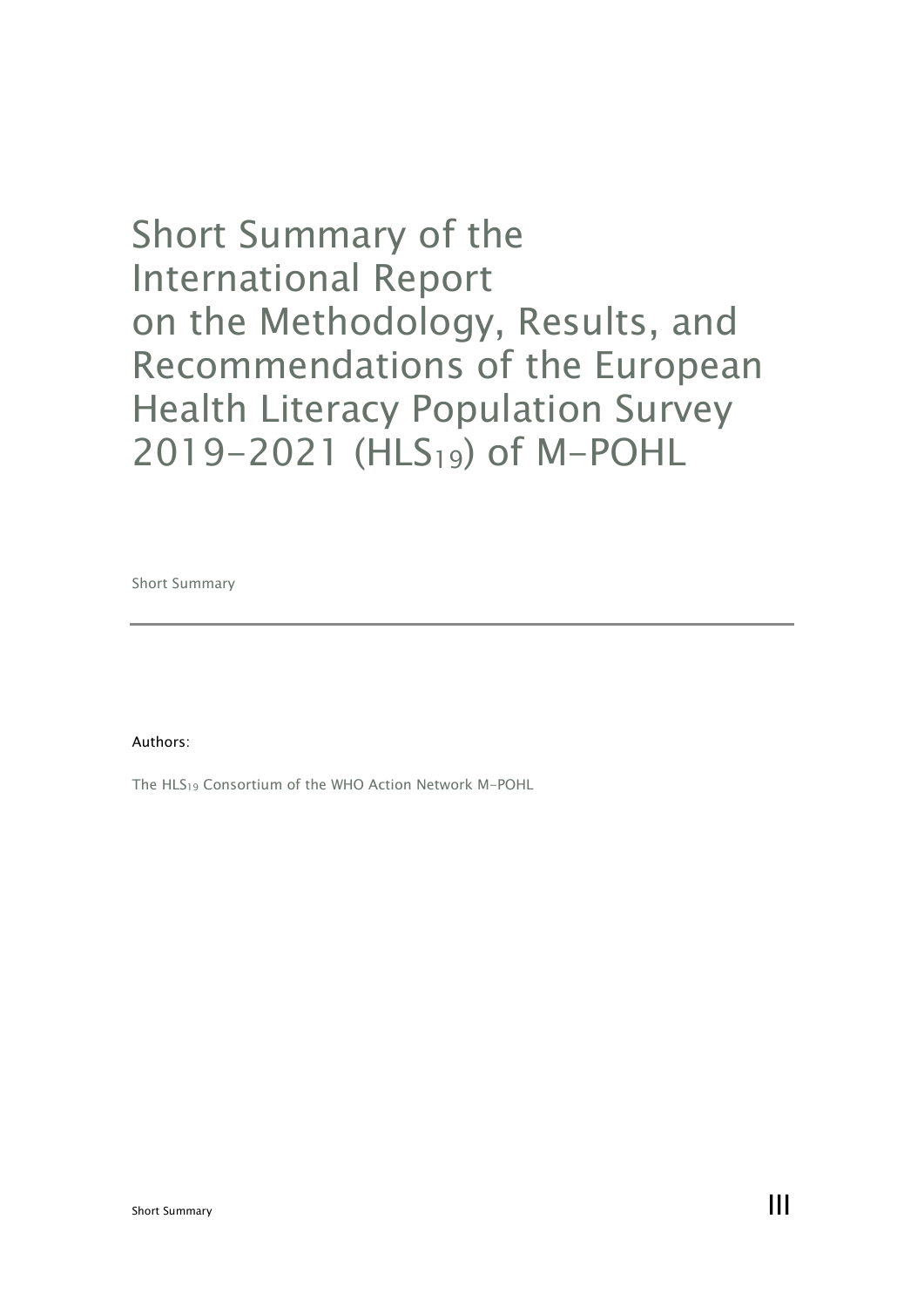# Short Summary of the International Report on the Methodology, Results, and Recommendations of the European Health Literacy Population Survey 2019-2021 ($HLS_{19}$) of M-POHL

Short Summary

Authors:

The $HLS_{19}$ Consortium of the WHO Action Network M-POHL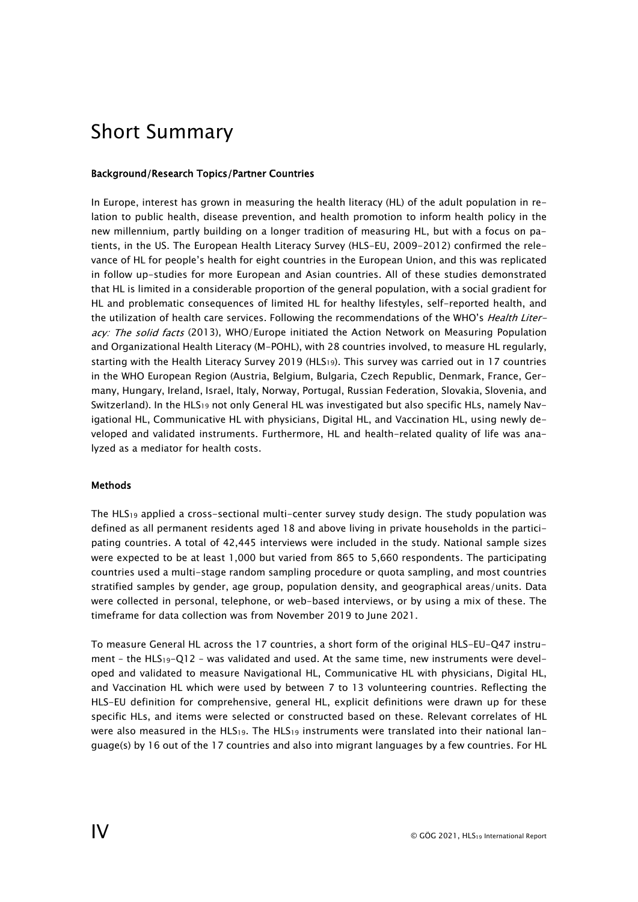# Short Summary

**Background/Research Topics/Partner Countries**

In Europe, interest has grown in measuring the health literacy (HL) of the adult population in relation to public health, disease prevention, and health promotion to inform health policy in the new millennium, partly building on a longer tradition of measuring HL, but with a focus on patients, in the US. The European Health Literacy Survey (HLS-EU, 2009-2012) confirmed the relevance of HL for people's health for eight countries in the European Union, and this was replicated in follow up-studies for more European and Asian countries. All of these studies demonstrated that HL is limited in a considerable proportion of the general population, with a social gradient for HL and problematic consequences of limited HL for healthy lifestyles, self-reported health, and the utilization of health care services. Following the recommendations of the WHO's *Health Literacy: The solid facts* (2013), WHO/Europe initiated the Action Network on Measuring Population and Organizational Health Literacy (M-POHL), with 28 countries involved, to measure HL regularly, starting with the Health Literacy Survey 2019 ($HLS_{19}$). This survey was carried out in 17 countries in the WHO European Region (Austria, Belgium, Bulgaria, Czech Republic, Denmark, France, Germany, Hungary, Ireland, Israel, Italy, Norway, Portugal, Russian Federation, Slovakia, Slovenia, and Switzerland). In the $HLS_{19}$ not only General HL was investigated but also specific HLs, namely Navigational HL, Communicative HL with physicians, Digital HL, and Vaccination HL, using newly developed and validated instruments. Furthermore, HL and health-related quality of life was analyzed as a mediator for health costs.

**Methods**

The $HLS_{19}$ applied a cross-sectional multi-center survey study design. The study population was defined as all permanent residents aged 18 and above living in private households in the participating countries. A total of 42,445 interviews were included in the study. National sample sizes were expected to be at least 1,000 but varied from 865 to 5,660 respondents. The participating countries used a multi-stage random sampling procedure or quota sampling, and most countries stratified samples by gender, age group, population density, and geographical areas/units. Data were collected in personal, telephone, or web-based interviews, or by using a mix of these. The timeframe for data collection was from November 2019 to June 2021.

To measure General HL across the 17 countries, a short form of the original HLS-EU-Q47 instrument – the $HLS_{19}$-Q12 – was validated and used. At the same time, new instruments were developed and validated to measure Navigational HL, Communicative HL with physicians, Digital HL, and Vaccination HL which were used by between 7 to 13 volunteering countries. Reflecting the HLS-EU definition for comprehensive, general HL, explicit definitions were drawn up for these specific HLs, and items were selected or constructed based on these. Relevant correlates of HL were also measured in the $HLS_{19}$. The $HLS_{19}$ instruments were translated into their national language(s) by 16 out of the 17 countries and also into migrant languages by a few countries. For HL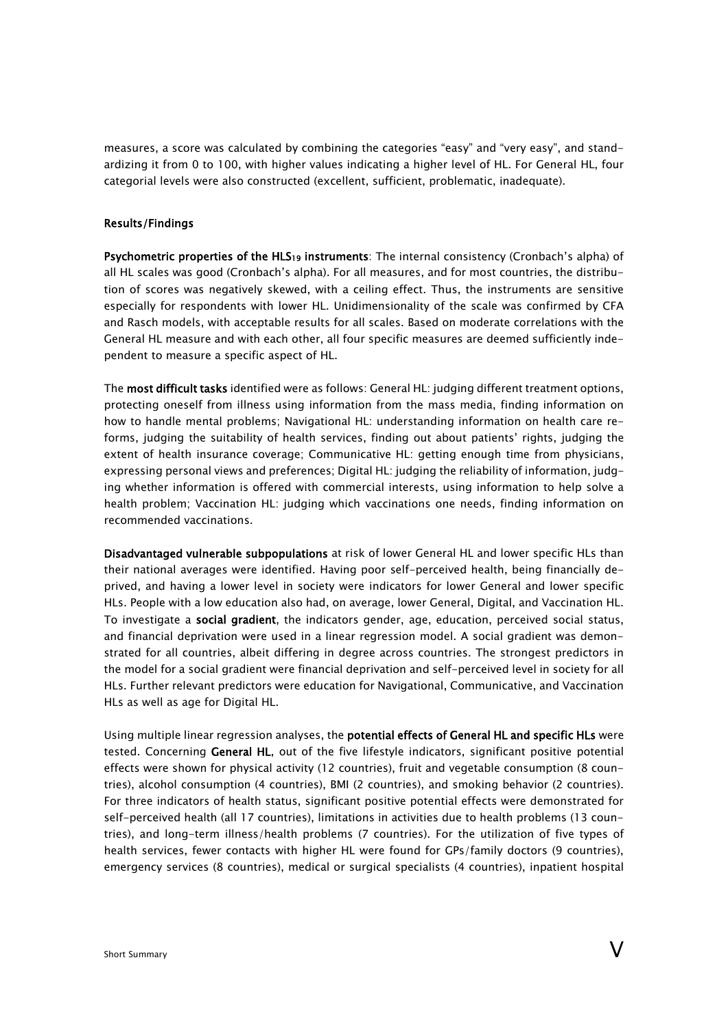measures, a score was calculated by combining the categories "easy" and "very easy", and standardizing it from 0 to 100, with higher values indicating a higher level of HL. For General HL, four categorial levels were also constructed (excellent, sufficient, problematic, inadequate).

### Results/Findings

**Psychometric properties of the $HLS_{19}$ instruments**: The internal consistency (Cronbach's alpha) of all HL scales was good (Cronbach's alpha). For all measures, and for most countries, the distribution of scores was negatively skewed, with a ceiling effect. Thus, the instruments are sensitive especially for respondents with lower HL. Unidimensionality of the scale was confirmed by CFA and Rasch models, with acceptable results for all scales. Based on moderate correlations with the General HL measure and with each other, all four specific measures are deemed sufficiently independent to measure a specific aspect of HL.

The **most difficult tasks** identified were as follows: General HL: judging different treatment options, protecting oneself from illness using information from the mass media, finding information on how to handle mental problems; Navigational HL: understanding information on health care reforms, judging the suitability of health services, finding out about patients' rights, judging the extent of health insurance coverage; Communicative HL: getting enough time from physicians, expressing personal views and preferences; Digital HL: judging the reliability of information, judging whether information is offered with commercial interests, using information to help solve a health problem; Vaccination HL: judging which vaccinations one needs, finding information on recommended vaccinations.

**Disadvantaged vulnerable subpopulations** at risk of lower General HL and lower specific HLs than their national averages were identified. Having poor self-perceived health, being financially deprived, and having a lower level in society were indicators for lower General and lower specific HLs. People with a low education also had, on average, lower General, Digital, and Vaccination HL. To investigate a **social gradient**, the indicators gender, age, education, perceived social status, and financial deprivation were used in a linear regression model. A social gradient was demonstrated for all countries, albeit differing in degree across countries. The strongest predictors in the model for a social gradient were financial deprivation and self-perceived level in society for all HLs. Further relevant predictors were education for Navigational, Communicative, and Vaccination HLs as well as age for Digital HL.

Using multiple linear regression analyses, the **potential effects of General HL and specific HLs** were tested. Concerning **General HL**, out of the five lifestyle indicators, significant positive potential effects were shown for physical activity (12 countries), fruit and vegetable consumption (8 countries), alcohol consumption (4 countries), BMI (2 countries), and smoking behavior (2 countries). For three indicators of health status, significant positive potential effects were demonstrated for self-perceived health (all 17 countries), limitations in activities due to health problems (13 countries), and long-term illness/health problems (7 countries). For the utilization of five types of health services, fewer contacts with higher HL were found for GPs/family doctors (9 countries), emergency services (8 countries), medical or surgical specialists (4 countries), inpatient hospital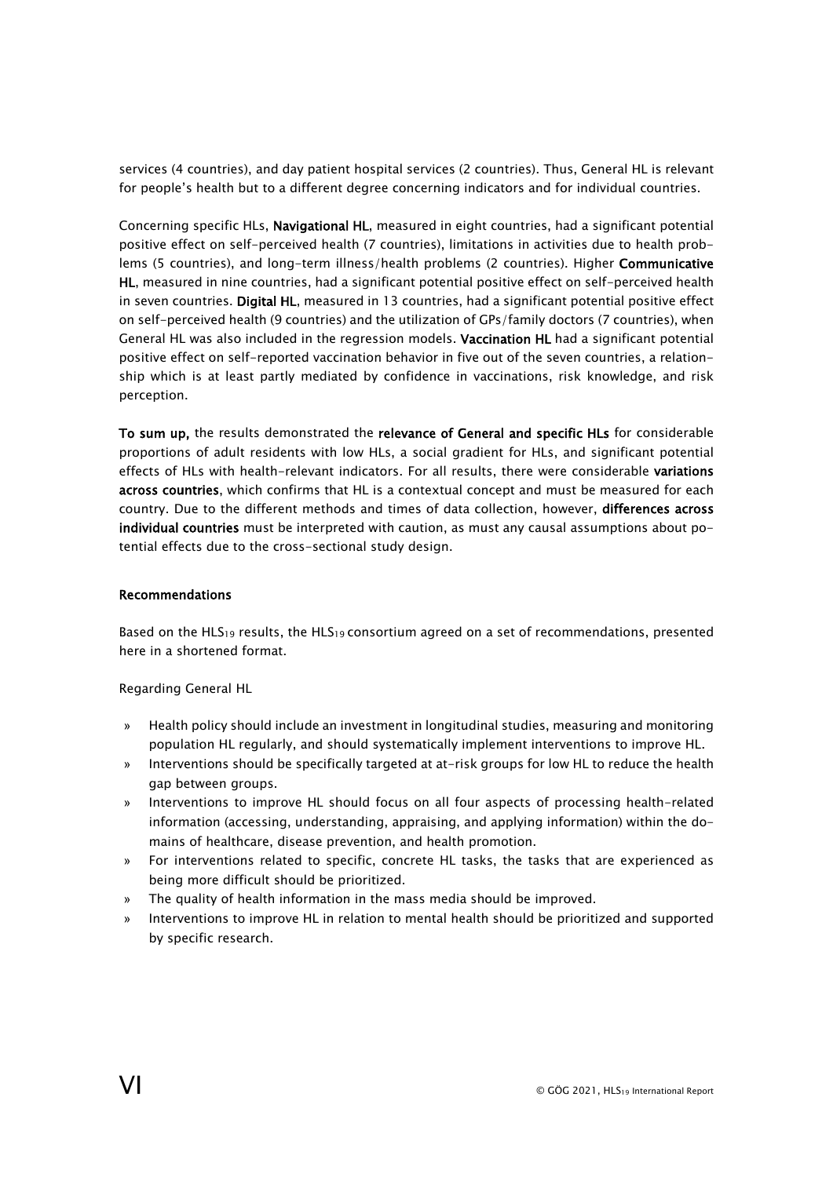services (4 countries), and day patient hospital services (2 countries). Thus, General HL is relevant for people's health but to a different degree concerning indicators and for individual countries.

Concerning specific HLs, **Navigational HL**, measured in eight countries, had a significant potential positive effect on self-perceived health (7 countries), limitations in activities due to health problems (5 countries), and long-term illness/health problems (2 countries). Higher **Communicative HL**, measured in nine countries, had a significant potential positive effect on self-perceived health in seven countries. **Digital HL**, measured in 13 countries, had a significant potential positive effect on self-perceived health (9 countries) and the utilization of GPs/family doctors (7 countries), when General HL was also included in the regression models. **Vaccination HL** had a significant potential positive effect on self-reported vaccination behavior in five out of the seven countries, a relationship which is at least partly mediated by confidence in vaccinations, risk knowledge, and risk perception.

**To sum up,** the results demonstrated the **relevance of General and specific HLs** for considerable proportions of adult residents with low HLs, a social gradient for HLs, and significant potential effects of HLs with health-relevant indicators. For all results, there were considerable **variations across countries**, which confirms that HL is a contextual concept and must be measured for each country. Due to the different methods and times of data collection, however, **differences across individual countries** must be interpreted with caution, as must any causal assumptions about potential effects due to the cross-sectional study design.

### Recommendations

Based on the $HLS_{19}$ results, the $HLS_{19}$ consortium agreed on a set of recommendations, presented here in a shortened format.

Regarding General HL

- Health policy should include an investment in longitudinal studies, measuring and monitoring population HL regularly, and should systematically implement interventions to improve HL.
- Interventions should be specifically targeted at at-risk groups for low HL to reduce the health gap between groups.
- Interventions to improve HL should focus on all four aspects of processing health-related information (accessing, understanding, appraising, and applying information) within the domains of healthcare, disease prevention, and health promotion.
- For interventions related to specific, concrete HL tasks, the tasks that are experienced as being more difficult should be prioritized.
- The quality of health information in the mass media should be improved.
- Interventions to improve HL in relation to mental health should be prioritized and supported by specific research.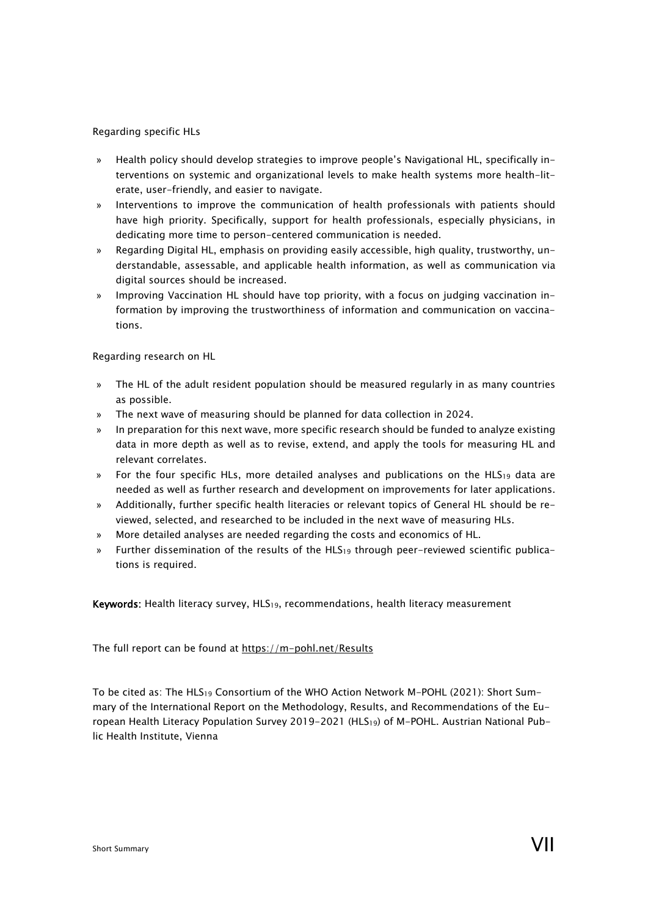Regarding specific HLs

- Health policy should develop strategies to improve people's Navigational HL, specifically interventions on systemic and organizational levels to make health systems more health-literate, user-friendly, and easier to navigate.
- Interventions to improve the communication of health professionals with patients should have high priority. Specifically, support for health professionals, especially physicians, in dedicating more time to person-centered communication is needed.
- Regarding Digital HL, emphasis on providing easily accessible, high quality, trustworthy, understandable, assessable, and applicable health information, as well as communication via digital sources should be increased.
- Improving Vaccination HL should have top priority, with a focus on judging vaccination information by improving the trustworthiness of information and communication on vaccinations.

Regarding research on HL

- The HL of the adult resident population should be measured regularly in as many countries as possible.
- The next wave of measuring should be planned for data collection in 2024.
- In preparation for this next wave, more specific research should be funded to analyze existing data in more depth as well as to revise, extend, and apply the tools for measuring HL and relevant correlates.
- For the four specific HLs, more detailed analyses and publications on the $HLS_{19}$ data are needed as well as further research and development on improvements for later applications.
- Additionally, further specific health literacies or relevant topics of General HL should be reviewed, selected, and researched to be included in the next wave of measuring HLs.
- More detailed analyses are needed regarding the costs and economics of HL.
- Further dissemination of the results of the $HLS_{19}$ through peer-reviewed scientific publications is required.

**Keywords:** Health literacy survey, $HLS_{19}$, recommendations, health literacy measurement

The full report can be found at https://m-pohl.net/Results

To be cited as: The $HLS_{19}$ Consortium of the WHO Action Network M-POHL (2021): Short Summary of the International Report on the Methodology, Results, and Recommendations of the European Health Literacy Population Survey 2019-2021 ($HLS_{19}$) of M-POHL. Austrian National Public Health Institute, Vienna